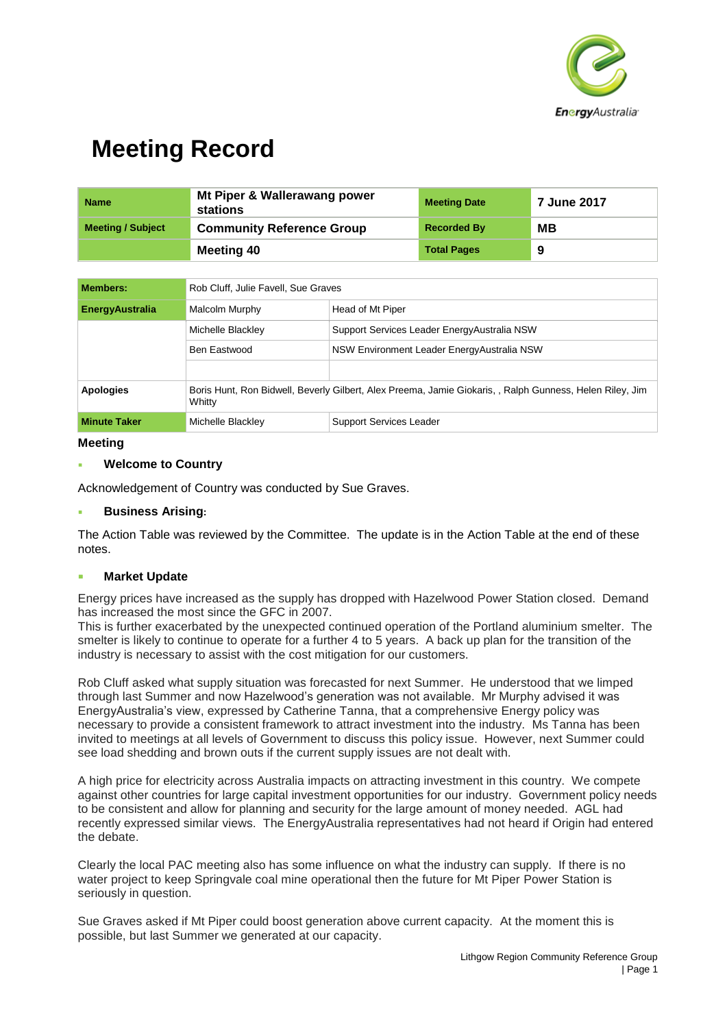# Meeting Record

| Name | Mt Piper & Wallerawang power stations | Meeting Date | 7 June 2017 |
|---|---|---|---|
| Meeting / Subject | Community Reference Group | Recorded By | MB |
| | Meeting 40 | Total Pages | 9 |

| Members: | Rob Cluff, Julie Favell, Sue Graves | |
|---|---|---|
| EnergyAustralia | Malcolm Murphy | Head of Mt Piper |
| | Michelle Blackley | Support Services Leader EnergyAustralia NSW |
| | Ben Eastwood | NSW Environment Leader EnergyAustralia NSW |
| | | |
| Apologies | Boris Hunt, Ron Bidwell, Beverly Gilbert, Alex Preema, Jamie Giokaris, , Ralph Gunness, Helen Riley, Jim Whitty | |
| Minute Taker | Michelle Blackley | Support Services Leader |

## Meeting

- **Welcome to Country**

Acknowledgement of Country was conducted by Sue Graves.

- **Business Arising:**

The Action Table was reviewed by the Committee. The update is in the Action Table at the end of these notes.

- **Market Update**

Energy prices have increased as the supply has dropped with Hazelwood Power Station closed. Demand has increased the most since the GFC in 2007.
This is further exacerbated by the unexpected continued operation of the Portland aluminium smelter. The smelter is likely to continue to operate for a further 4 to 5 years. A back up plan for the transition of the industry is necessary to assist with the cost mitigation for our customers.

Rob Cluff asked what supply situation was forecasted for next Summer. He understood that we limped through last Summer and now Hazelwood's generation was not available. Mr Murphy advised it was EnergyAustralia's view, expressed by Catherine Tanna, that a comprehensive Energy policy was necessary to provide a consistent framework to attract investment into the industry. Ms Tanna has been invited to meetings at all levels of Government to discuss this policy issue. However, next Summer could see load shedding and brown outs if the current supply issues are not dealt with.

A high price for electricity across Australia impacts on attracting investment in this country. We compete against other countries for large capital investment opportunities for our industry. Government policy needs to be consistent and allow for planning and security for the large amount of money needed. AGL had recently expressed similar views. The EnergyAustralia representatives had not heard if Origin had entered the debate.

Clearly the local PAC meeting also has some influence on what the industry can supply. If there is no water project to keep Springvale coal mine operational then the future for Mt Piper Power Station is seriously in question.

Sue Graves asked if Mt Piper could boost generation above current capacity. At the moment this is possible, but last Summer we generated at our capacity.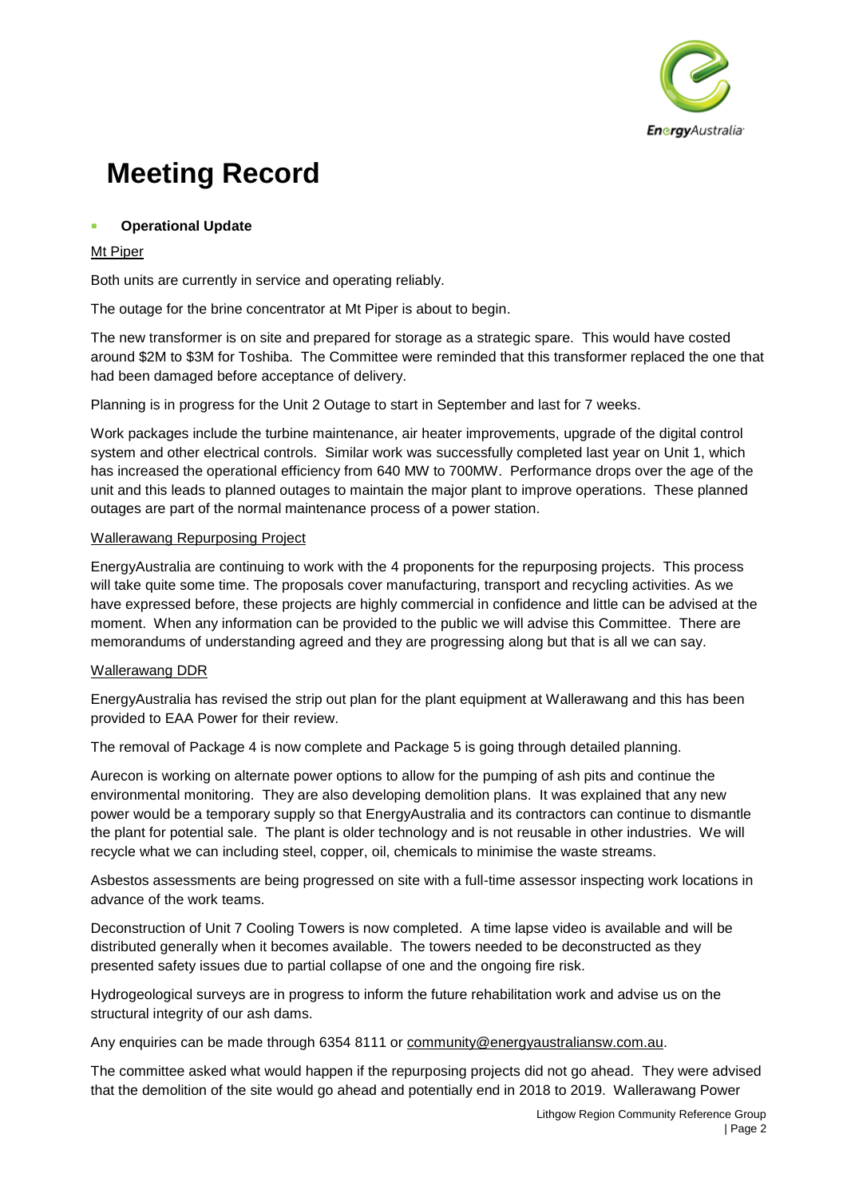# Meeting Record

- **Operational Update**

Mt Piper

Both units are currently in service and operating reliably.

The outage for the brine concentrator at Mt Piper is about to begin.

The new transformer is on site and prepared for storage as a strategic spare. This would have costed around $2M to $3M for Toshiba. The Committee were reminded that this transformer replaced the one that had been damaged before acceptance of delivery.

Planning is in progress for the Unit 2 Outage to start in September and last for 7 weeks.

Work packages include the turbine maintenance, air heater improvements, upgrade of the digital control system and other electrical controls. Similar work was successfully completed last year on Unit 1, which has increased the operational efficiency from 640 MW to 700MW. Performance drops over the age of the unit and this leads to planned outages to maintain the major plant to improve operations. These planned outages are part of the normal maintenance process of a power station.

Wallerawang Repurposing Project

EnergyAustralia are continuing to work with the 4 proponents for the repurposing projects. This process will take quite some time. The proposals cover manufacturing, transport and recycling activities. As we have expressed before, these projects are highly commercial in confidence and little can be advised at the moment. When any information can be provided to the public we will advise this Committee. There are memorandums of understanding agreed and they are progressing along but that is all we can say.

Wallerawang DDR

EnergyAustralia has revised the strip out plan for the plant equipment at Wallerawang and this has been provided to EAA Power for their review.

The removal of Package 4 is now complete and Package 5 is going through detailed planning.

Aurecon is working on alternate power options to allow for the pumping of ash pits and continue the environmental monitoring. They are also developing demolition plans. It was explained that any new power would be a temporary supply so that EnergyAustralia and its contractors can continue to dismantle the plant for potential sale. The plant is older technology and is not reusable in other industries. We will recycle what we can including steel, copper, oil, chemicals to minimise the waste streams.

Asbestos assessments are being progressed on site with a full-time assessor inspecting work locations in advance of the work teams.

Deconstruction of Unit 7 Cooling Towers is now completed. A time lapse video is available and will be distributed generally when it becomes available. The towers needed to be deconstructed as they presented safety issues due to partial collapse of one and the ongoing fire risk.

Hydrogeological surveys are in progress to inform the future rehabilitation work and advise us on the structural integrity of our ash dams.

Any enquiries can be made through 6354 8111 or community@energyaustraliansw.com.au.

The committee asked what would happen if the repurposing projects did not go ahead. They were advised that the demolition of the site would go ahead and potentially end in 2018 to 2019. Wallerawang Power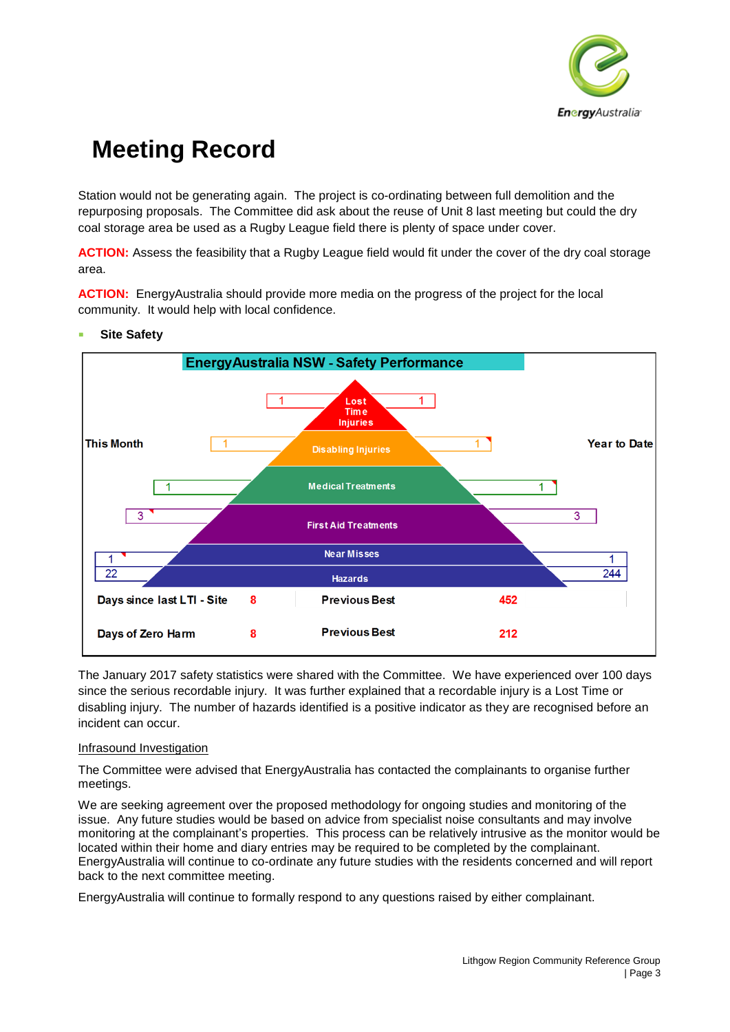# Meeting Record

Station would not be generating again. The project is co-ordinating between full demolition and the repurposing proposals. The Committee did ask about the reuse of Unit 8 last meeting but could the dry coal storage area be used as a Rugby League field there is plenty of space under cover.

**ACTION:** Assess the feasibility that a Rugby League field would fit under the cover of the dry coal storage area.

**ACTION:** EnergyAustralia should provide more media on the progress of the project for the local community. It would help with local confidence.

- **Site Safety**

**EnergyAustralia NSW - Safety Performance**

| This Month | Category | Year to Date |
|---|---|---|
| 1 | Lost Time Injuries | 1 |
| 1 | Disabling Injuries | 1 |
| 1 | Medical Treatments | 1 |
| 3 | First Aid Treatments | 3 |
| 1 | Near Misses | 1 |
| 22 | Hazards | 244 |

| | | | |
|---|---|---|---|
| Days since last LTI - Site | 8 | Previous Best | 452 |
| Days of Zero Harm | 8 | Previous Best | 212 |

The January 2017 safety statistics were shared with the Committee. We have experienced over 100 days since the serious recordable injury. It was further explained that a recordable injury is a Lost Time or disabling injury. The number of hazards identified is a positive indicator as they are recognised before an incident can occur.

Infrasound Investigation

The Committee were advised that EnergyAustralia has contacted the complainants to organise further meetings.

We are seeking agreement over the proposed methodology for ongoing studies and monitoring of the issue. Any future studies would be based on advice from specialist noise consultants and may involve monitoring at the complainant's properties. This process can be relatively intrusive as the monitor would be located within their home and diary entries may be required to be completed by the complainant. EnergyAustralia will continue to co-ordinate any future studies with the residents concerned and will report back to the next committee meeting.

EnergyAustralia will continue to formally respond to any questions raised by either complainant.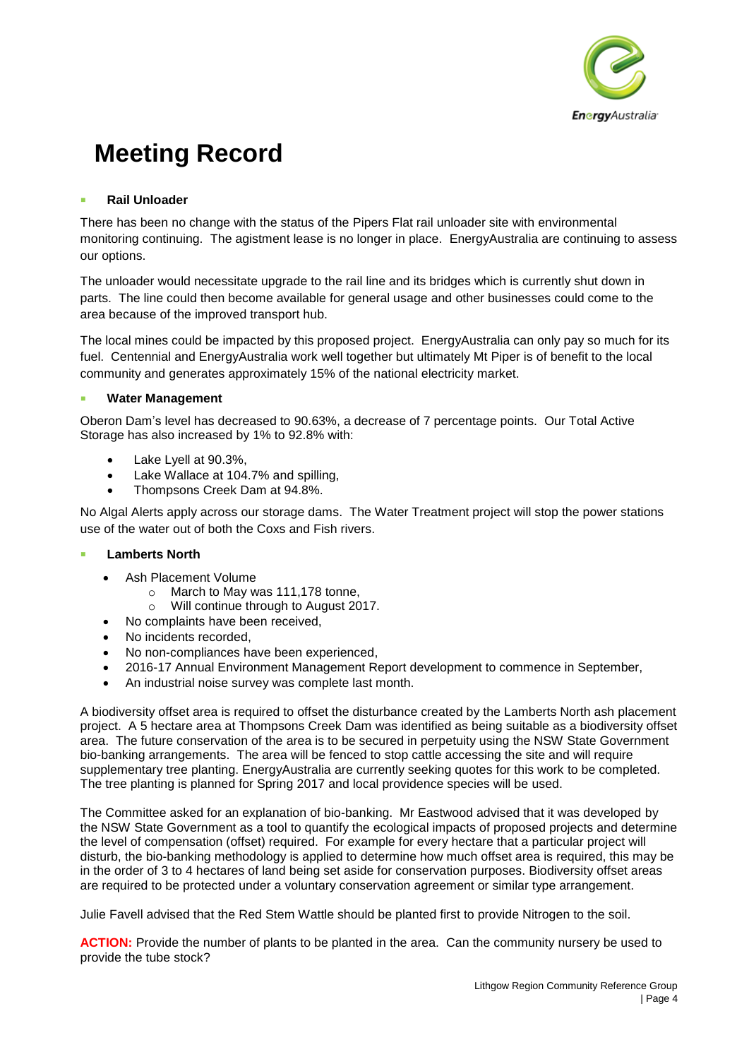# Meeting Record

- **Rail Unloader**

There has been no change with the status of the Pipers Flat rail unloader site with environmental monitoring continuing. The agistment lease is no longer in place. EnergyAustralia are continuing to assess our options.

The unloader would necessitate upgrade to the rail line and its bridges which is currently shut down in parts. The line could then become available for general usage and other businesses could come to the area because of the improved transport hub.

The local mines could be impacted by this proposed project. EnergyAustralia can only pay so much for its fuel. Centennial and EnergyAustralia work well together but ultimately Mt Piper is of benefit to the local community and generates approximately 15% of the national electricity market.

- **Water Management**

Oberon Dam's level has decreased to 90.63%, a decrease of 7 percentage points. Our Total Active Storage has also increased by 1% to 92.8% with:

- Lake Lyell at 90.3%,
- Lake Wallace at 104.7% and spilling,
- Thompsons Creek Dam at 94.8%.

No Algal Alerts apply across our storage dams. The Water Treatment project will stop the power stations use of the water out of both the Coxs and Fish rivers.

- **Lamberts North**

- Ash Placement Volume
  - March to May was 111,178 tonne,
  - Will continue through to August 2017.
- No complaints have been received,
- No incidents recorded,
- No non-compliances have been experienced,
- 2016-17 Annual Environment Management Report development to commence in September,
- An industrial noise survey was complete last month.

A biodiversity offset area is required to offset the disturbance created by the Lamberts North ash placement project. A 5 hectare area at Thompsons Creek Dam was identified as being suitable as a biodiversity offset area. The future conservation of the area is to be secured in perpetuity using the NSW State Government bio-banking arrangements. The area will be fenced to stop cattle accessing the site and will require supplementary tree planting. EnergyAustralia are currently seeking quotes for this work to be completed. The tree planting is planned for Spring 2017 and local providence species will be used.

The Committee asked for an explanation of bio-banking. Mr Eastwood advised that it was developed by the NSW State Government as a tool to quantify the ecological impacts of proposed projects and determine the level of compensation (offset) required. For example for every hectare that a particular project will disturb, the bio-banking methodology is applied to determine how much offset area is required, this may be in the order of 3 to 4 hectares of land being set aside for conservation purposes. Biodiversity offset areas are required to be protected under a voluntary conservation agreement or similar type arrangement.

Julie Favell advised that the Red Stem Wattle should be planted first to provide Nitrogen to the soil.

**ACTION:** Provide the number of plants to be planted in the area. Can the community nursery be used to provide the tube stock?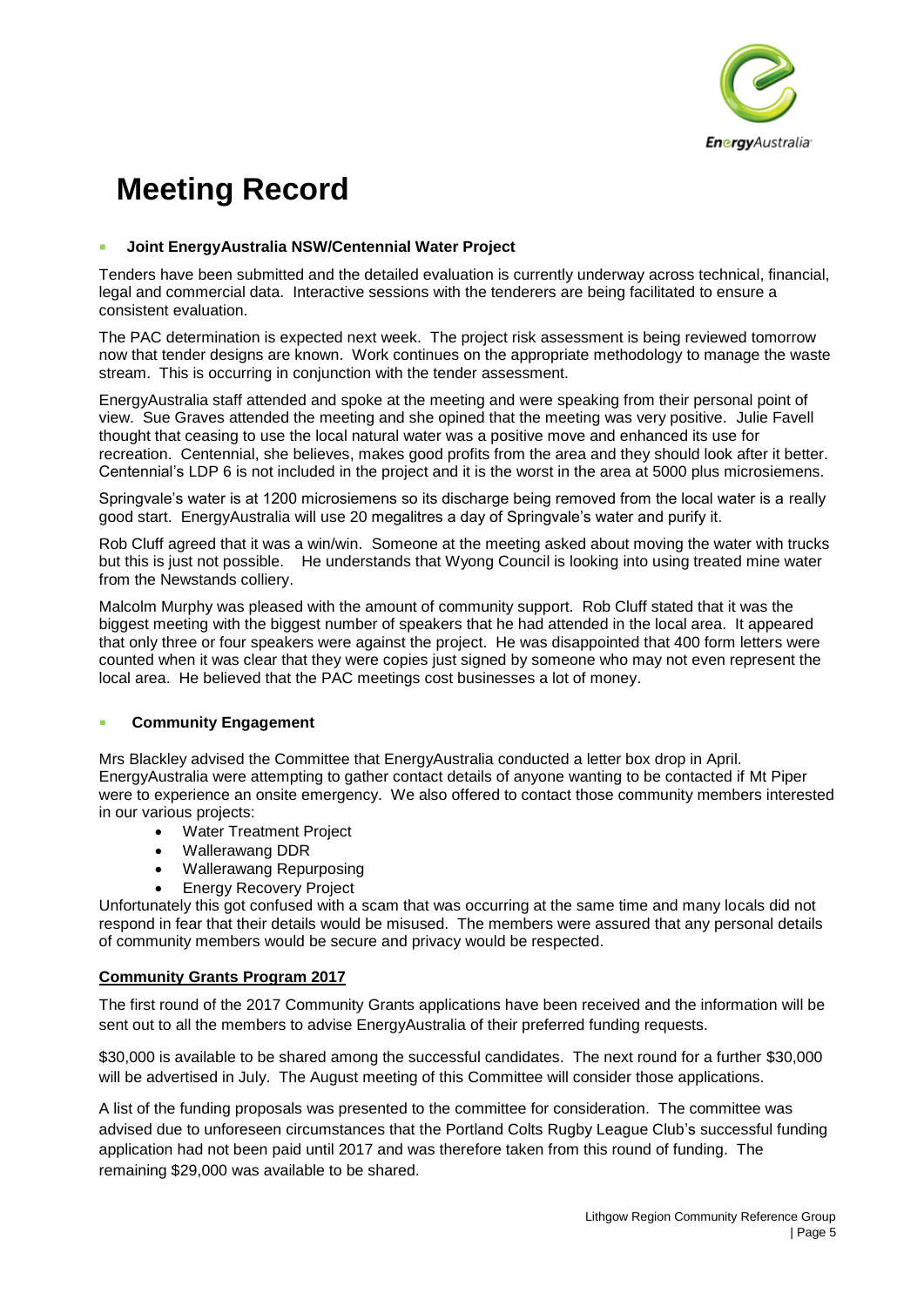# Meeting Record

- **Joint EnergyAustralia NSW/Centennial Water Project**

Tenders have been submitted and the detailed evaluation is currently underway across technical, financial, legal and commercial data. Interactive sessions with the tenderers are being facilitated to ensure a consistent evaluation.

The PAC determination is expected next week. The project risk assessment is being reviewed tomorrow now that tender designs are known. Work continues on the appropriate methodology to manage the waste stream. This is occurring in conjunction with the tender assessment.

EnergyAustralia staff attended and spoke at the meeting and were speaking from their personal point of view. Sue Graves attended the meeting and she opined that the meeting was very positive. Julie Favell thought that ceasing to use the local natural water was a positive move and enhanced its use for recreation. Centennial, she believes, makes good profits from the area and they should look after it better. Centennial's LDP 6 is not included in the project and it is the worst in the area at 5000 plus microsiemens.

Springvale's water is at 1200 microsiemens so its discharge being removed from the local water is a really good start. EnergyAustralia will use 20 megalitres a day of Springvale's water and purify it.

Rob Cluff agreed that it was a win/win. Someone at the meeting asked about moving the water with trucks but this is just not possible. He understands that Wyong Council is looking into using treated mine water from the Newstands colliery.

Malcolm Murphy was pleased with the amount of community support. Rob Cluff stated that it was the biggest meeting with the biggest number of speakers that he had attended in the local area. It appeared that only three or four speakers were against the project. He was disappointed that 400 form letters were counted when it was clear that they were copies just signed by someone who may not even represent the local area. He believed that the PAC meetings cost businesses a lot of money.

- **Community Engagement**

Mrs Blackley advised the Committee that EnergyAustralia conducted a letter box drop in April. EnergyAustralia were attempting to gather contact details of anyone wanting to be contacted if Mt Piper were to experience an onsite emergency. We also offered to contact those community members interested in our various projects:

- Water Treatment Project
- Wallerawang DDR
- Wallerawang Repurposing
- Energy Recovery Project

Unfortunately this got confused with a scam that was occurring at the same time and many locals did not respond in fear that their details would be misused. The members were assured that any personal details of community members would be secure and privacy would be respected.

**Community Grants Program 2017**

The first round of the 2017 Community Grants applications have been received and the information will be sent out to all the members to advise EnergyAustralia of their preferred funding requests.

$30,000 is available to be shared among the successful candidates. The next round for a further $30,000 will be advertised in July. The August meeting of this Committee will consider those applications.

A list of the funding proposals was presented to the committee for consideration. The committee was advised due to unforeseen circumstances that the Portland Colts Rugby League Club's successful funding application had not been paid until 2017 and was therefore taken from this round of funding. The remaining $29,000 was available to be shared.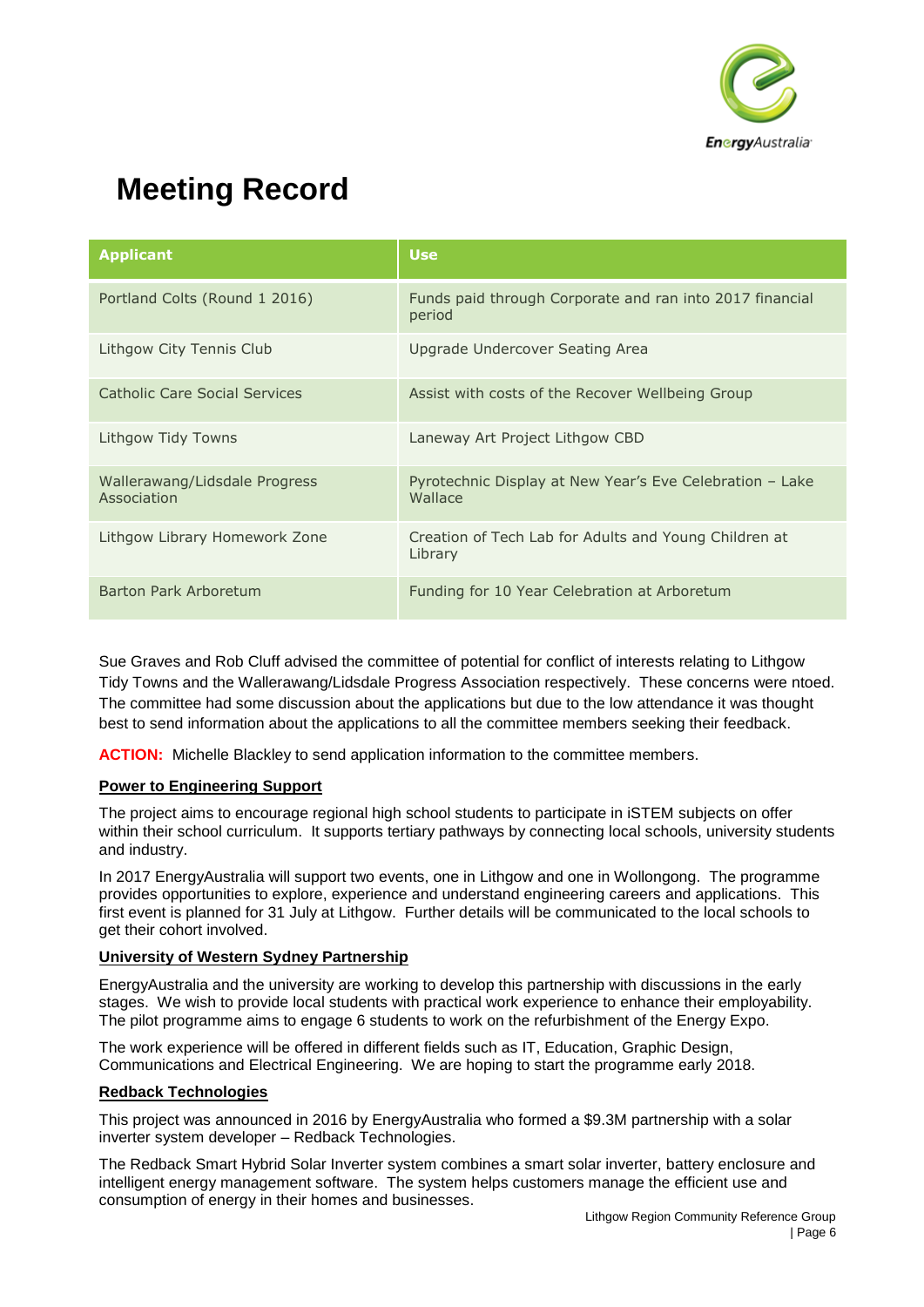# Meeting Record

| Applicant | Use |
|---|---|
| Portland Colts (Round 1 2016) | Funds paid through Corporate and ran into 2017 financial period |
| Lithgow City Tennis Club | Upgrade Undercover Seating Area |
| Catholic Care Social Services | Assist with costs of the Recover Wellbeing Group |
| Lithgow Tidy Towns | Laneway Art Project Lithgow CBD |
| Wallerawang/Lidsdale Progress Association | Pyrotechnic Display at New Year's Eve Celebration – Lake Wallace |
| Lithgow Library Homework Zone | Creation of Tech Lab for Adults and Young Children at Library |
| Barton Park Arboretum | Funding for 10 Year Celebration at Arboretum |

Sue Graves and Rob Cluff advised the committee of potential for conflict of interests relating to Lithgow Tidy Towns and the Wallerawang/Lidsdale Progress Association respectively. These concerns were ntoed. The committee had some discussion about the applications but due to the low attendance it was thought best to send information about the applications to all the committee members seeking their feedback.

**ACTION:** Michelle Blackley to send application information to the committee members.

**Power to Engineering Support**

The project aims to encourage regional high school students to participate in iSTEM subjects on offer within their school curriculum. It supports tertiary pathways by connecting local schools, university students and industry.

In 2017 EnergyAustralia will support two events, one in Lithgow and one in Wollongong. The programme provides opportunities to explore, experience and understand engineering careers and applications. This first event is planned for 31 July at Lithgow. Further details will be communicated to the local schools to get their cohort involved.

**University of Western Sydney Partnership**

EnergyAustralia and the university are working to develop this partnership with discussions in the early stages. We wish to provide local students with practical work experience to enhance their employability. The pilot programme aims to engage 6 students to work on the refurbishment of the Energy Expo.

The work experience will be offered in different fields such as IT, Education, Graphic Design, Communications and Electrical Engineering. We are hoping to start the programme early 2018.

**Redback Technologies**

This project was announced in 2016 by EnergyAustralia who formed a $9.3M partnership with a solar inverter system developer – Redback Technologies.

The Redback Smart Hybrid Solar Inverter system combines a smart solar inverter, battery enclosure and intelligent energy management software. The system helps customers manage the efficient use and consumption of energy in their homes and businesses.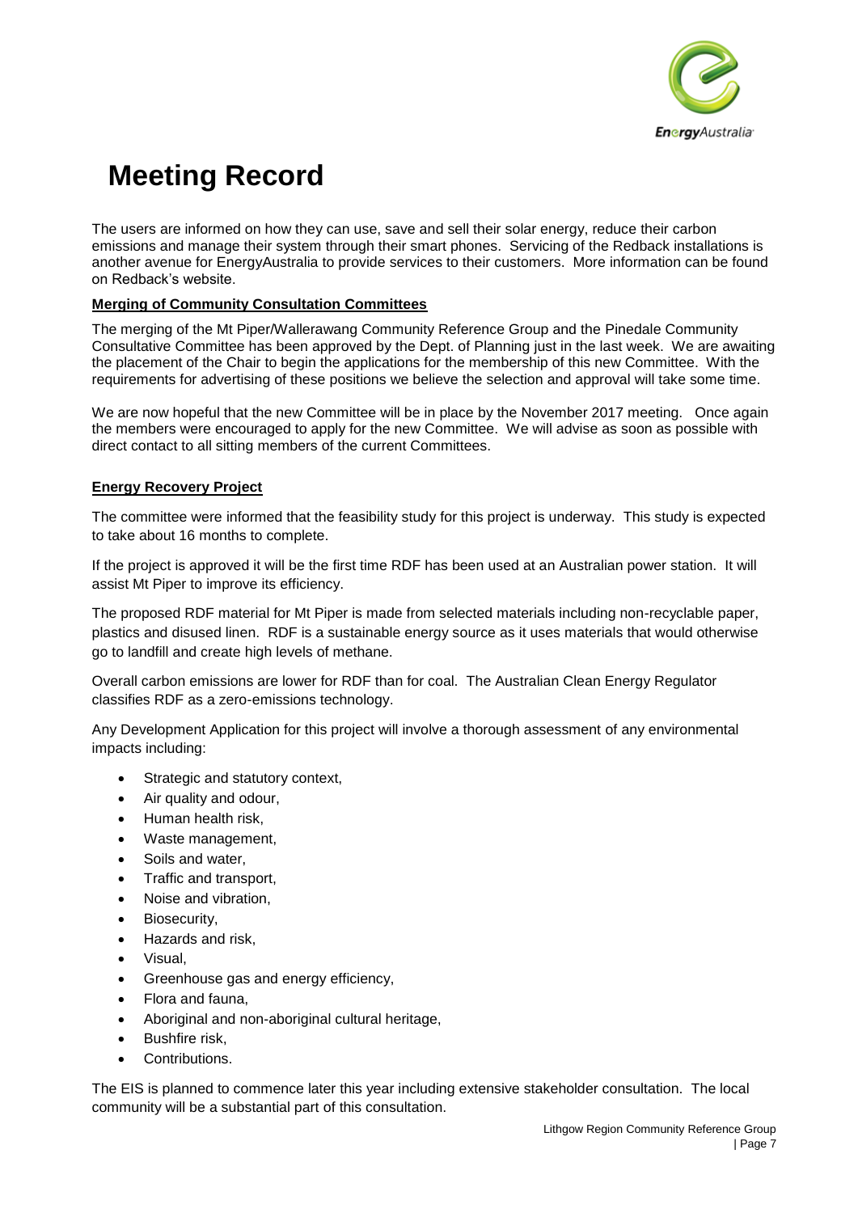# Meeting Record

The users are informed on how they can use, save and sell their solar energy, reduce their carbon emissions and manage their system through their smart phones. Servicing of the Redback installations is another avenue for EnergyAustralia to provide services to their customers. More information can be found on Redback's website.

**Merging of Community Consultation Committees**

The merging of the Mt Piper/Wallerawang Community Reference Group and the Pinedale Community Consultative Committee has been approved by the Dept. of Planning just in the last week. We are awaiting the placement of the Chair to begin the applications for the membership of this new Committee. With the requirements for advertising of these positions we believe the selection and approval will take some time.

We are now hopeful that the new Committee will be in place by the November 2017 meeting. Once again the members were encouraged to apply for the new Committee. We will advise as soon as possible with direct contact to all sitting members of the current Committees.

**Energy Recovery Project**

The committee were informed that the feasibility study for this project is underway. This study is expected to take about 16 months to complete.

If the project is approved it will be the first time RDF has been used at an Australian power station. It will assist Mt Piper to improve its efficiency.

The proposed RDF material for Mt Piper is made from selected materials including non-recyclable paper, plastics and disused linen. RDF is a sustainable energy source as it uses materials that would otherwise go to landfill and create high levels of methane.

Overall carbon emissions are lower for RDF than for coal. The Australian Clean Energy Regulator classifies RDF as a zero-emissions technology.

Any Development Application for this project will involve a thorough assessment of any environmental impacts including:

- Strategic and statutory context,
- Air quality and odour,
- Human health risk,
- Waste management,
- Soils and water,
- Traffic and transport,
- Noise and vibration,
- Biosecurity,
- Hazards and risk,
- Visual,
- Greenhouse gas and energy efficiency,
- Flora and fauna,
- Aboriginal and non-aboriginal cultural heritage,
- Bushfire risk,
- Contributions.

The EIS is planned to commence later this year including extensive stakeholder consultation. The local community will be a substantial part of this consultation.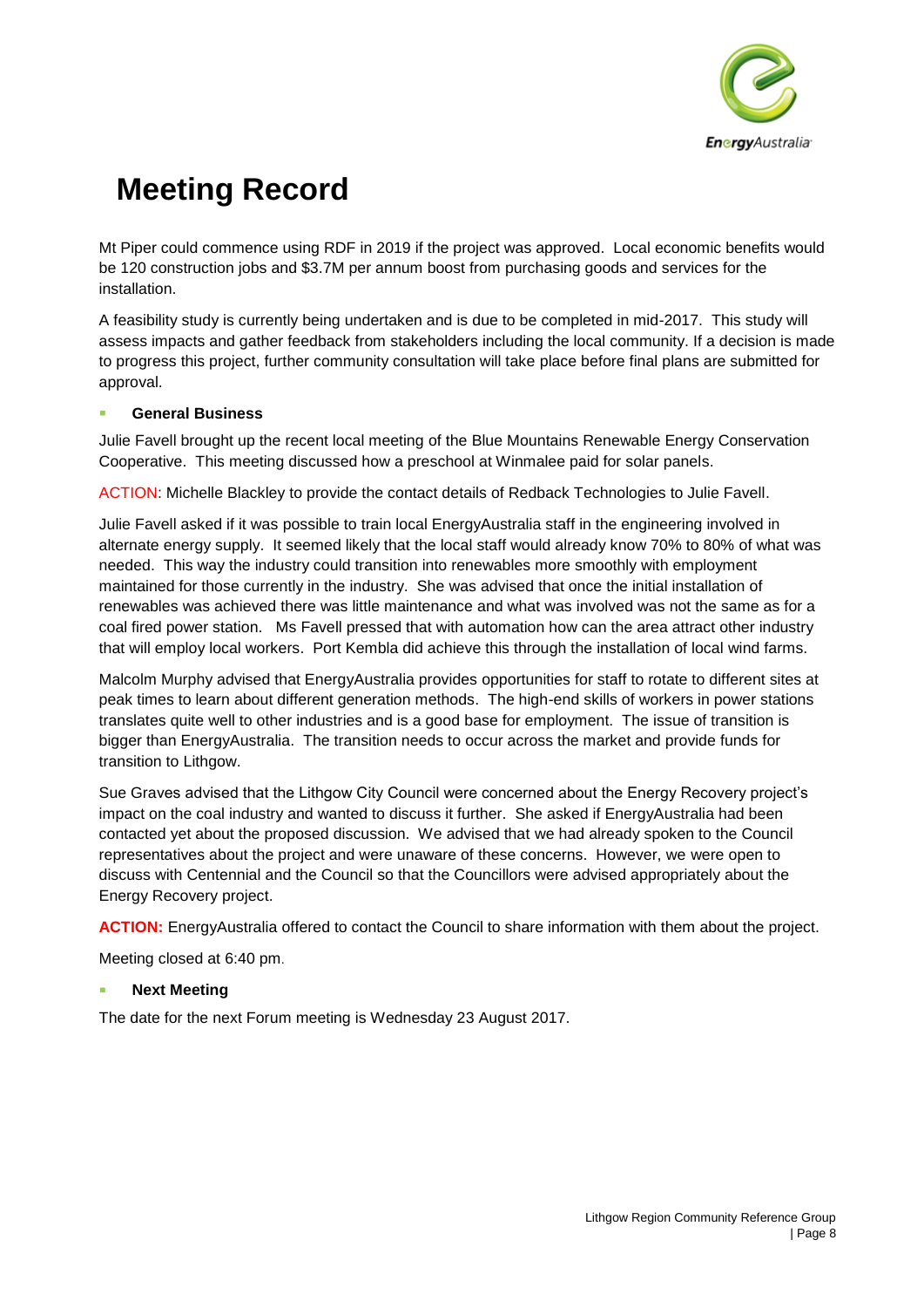# Meeting Record

Mt Piper could commence using RDF in 2019 if the project was approved. Local economic benefits would be 120 construction jobs and $3.7M per annum boost from purchasing goods and services for the installation.

A feasibility study is currently being undertaken and is due to be completed in mid-2017. This study will assess impacts and gather feedback from stakeholders including the local community. If a decision is made to progress this project, further community consultation will take place before final plans are submitted for approval.

- **General Business**

Julie Favell brought up the recent local meeting of the Blue Mountains Renewable Energy Conservation Cooperative. This meeting discussed how a preschool at Winmalee paid for solar panels.

ACTION: Michelle Blackley to provide the contact details of Redback Technologies to Julie Favell.

Julie Favell asked if it was possible to train local EnergyAustralia staff in the engineering involved in alternate energy supply. It seemed likely that the local staff would already know 70% to 80% of what was needed. This way the industry could transition into renewables more smoothly with employment maintained for those currently in the industry. She was advised that once the initial installation of renewables was achieved there was little maintenance and what was involved was not the same as for a coal fired power station. Ms Favell pressed that with automation how can the area attract other industry that will employ local workers. Port Kembla did achieve this through the installation of local wind farms.

Malcolm Murphy advised that EnergyAustralia provides opportunities for staff to rotate to different sites at peak times to learn about different generation methods. The high-end skills of workers in power stations translates quite well to other industries and is a good base for employment. The issue of transition is bigger than EnergyAustralia. The transition needs to occur across the market and provide funds for transition to Lithgow.

Sue Graves advised that the Lithgow City Council were concerned about the Energy Recovery project's impact on the coal industry and wanted to discuss it further. She asked if EnergyAustralia had been contacted yet about the proposed discussion. We advised that we had already spoken to the Council representatives about the project and were unaware of these concerns. However, we were open to discuss with Centennial and the Council so that the Councillors were advised appropriately about the Energy Recovery project.

**ACTION:** EnergyAustralia offered to contact the Council to share information with them about the project.

Meeting closed at 6:40 pm.

- **Next Meeting**

The date for the next Forum meeting is Wednesday 23 August 2017.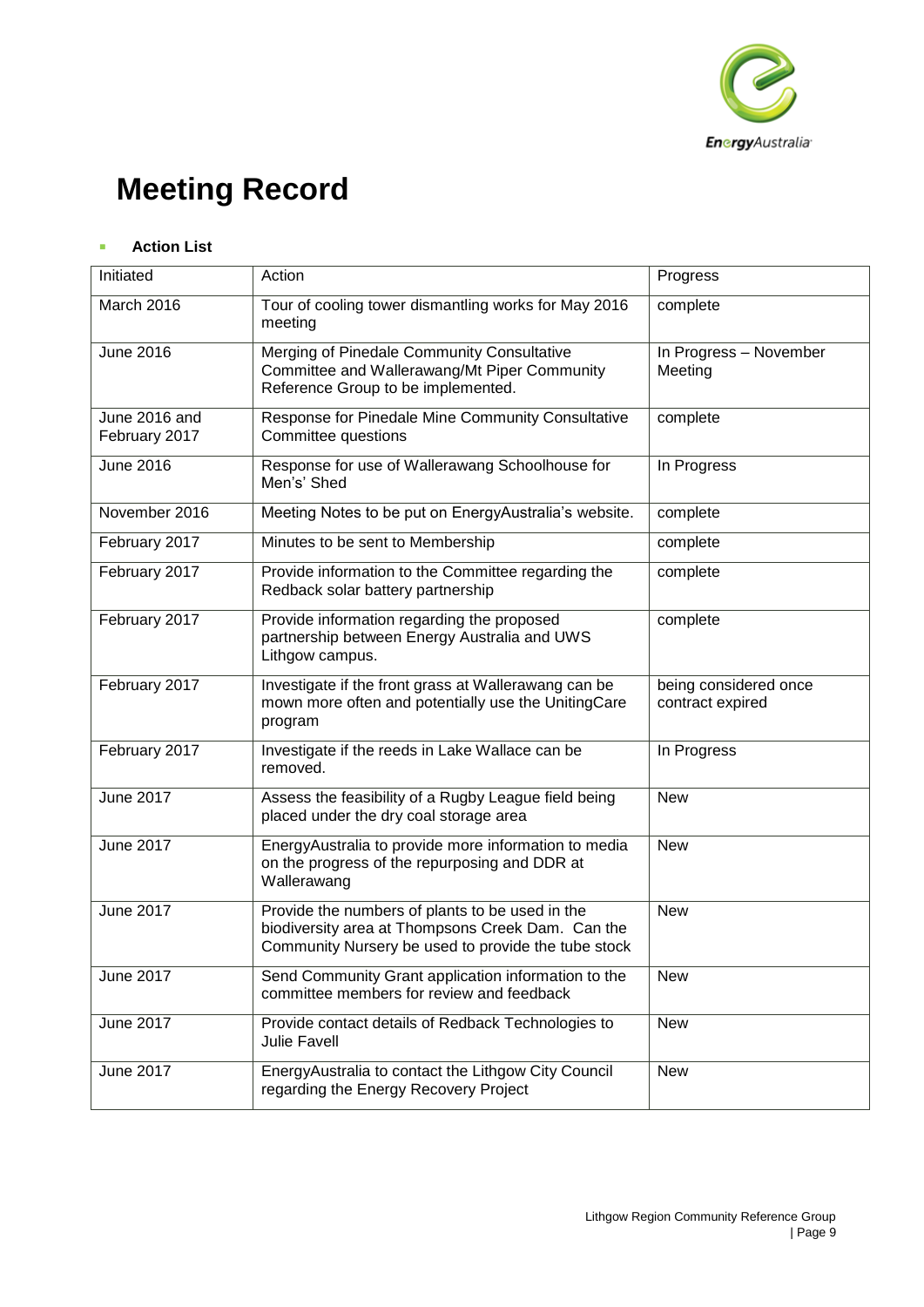# Meeting Record

- **Action List**

| Initiated | Action | Progress |
|---|---|---|
| March 2016 | Tour of cooling tower dismantling works for May 2016 meeting | complete |
| June 2016 | Merging of Pinedale Community Consultative Committee and Wallerawang/Mt Piper Community Reference Group to be implemented. | In Progress – November Meeting |
| June 2016 and February 2017 | Response for Pinedale Mine Community Consultative Committee questions | complete |
| June 2016 | Response for use of Wallerawang Schoolhouse for Men's' Shed | In Progress |
| November 2016 | Meeting Notes to be put on EnergyAustralia's website. | complete |
| February 2017 | Minutes to be sent to Membership | complete |
| February 2017 | Provide information to the Committee regarding the Redback solar battery partnership | complete |
| February 2017 | Provide information regarding the proposed partnership between Energy Australia and UWS Lithgow campus. | complete |
| February 2017 | Investigate if the front grass at Wallerawang can be mown more often and potentially use the UnitingCare program | being considered once contract expired |
| February 2017 | Investigate if the reeds in Lake Wallace can be removed. | In Progress |
| June 2017 | Assess the feasibility of a Rugby League field being placed under the dry coal storage area | New |
| June 2017 | EnergyAustralia to provide more information to media on the progress of the repurposing and DDR at Wallerawang | New |
| June 2017 | Provide the numbers of plants to be used in the biodiversity area at Thompsons Creek Dam. Can the Community Nursery be used to provide the tube stock | New |
| June 2017 | Send Community Grant application information to the committee members for review and feedback | New |
| June 2017 | Provide contact details of Redback Technologies to Julie Favell | New |
| June 2017 | EnergyAustralia to contact the Lithgow City Council regarding the Energy Recovery Project | New |